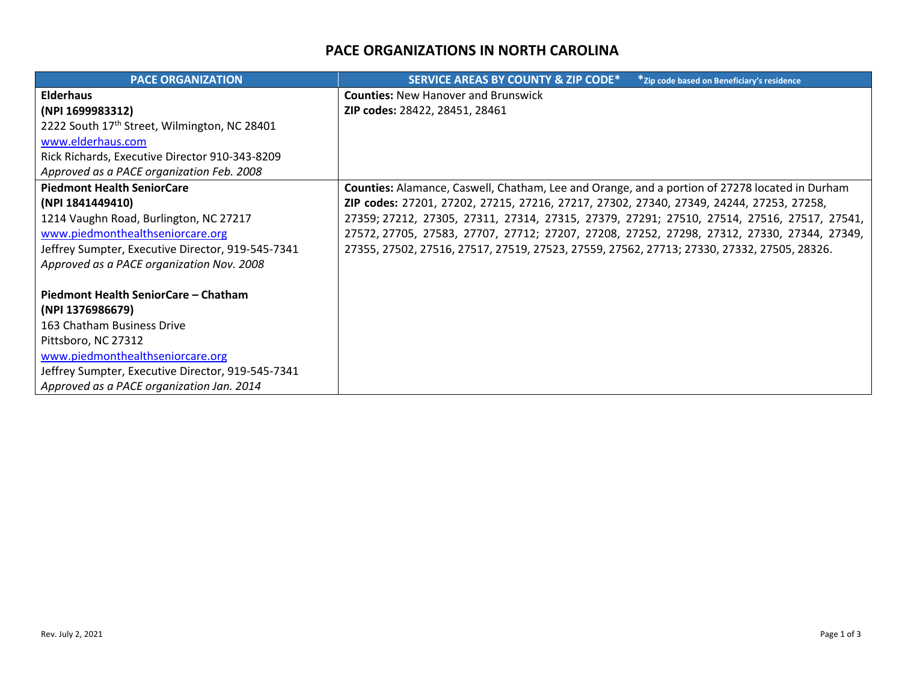# PACE ORGANIZATIONS IN NORTH CAROLINA

| PACE ORGANIZATION | SERVICE AREAS BY COUNTY & ZIP CODE* *Zip code based on Beneficiary's residence |
|---|---|
| **Elderhaus**<br>**(NPI 1699983312)**<br>2222 South 17th Street, Wilmington, NC 28401<br>www.elderhaus.com<br>Rick Richards, Executive Director 910-343-8209<br>*Approved as a PACE organization Feb. 2008* | **Counties:** New Hanover and Brunswick<br>**ZIP codes:** 28422, 28451, 28461 |
| **Piedmont Health SeniorCare**<br>**(NPI 1841449410)**<br>1214 Vaughn Road, Burlington, NC 27217<br>www.piedmonthealthseniorcare.org<br>Jeffrey Sumpter, Executive Director, 919-545-7341<br>*Approved as a PACE organization Nov. 2008*<br><br>**Piedmont Health SeniorCare – Chatham**<br>**(NPI 1376986679)**<br>163 Chatham Business Drive<br>Pittsboro, NC 27312<br>www.piedmonthealthseniorcare.org<br>Jeffrey Sumpter, Executive Director, 919-545-7341<br>*Approved as a PACE organization Jan. 2014* | **Counties:** Alamance, Caswell, Chatham, Lee and Orange, and a portion of 27278 located in Durham<br>**ZIP codes:** 27201, 27202, 27215, 27216, 27217, 27302, 27340, 27349, 24244, 27253, 27258, 27359; 27212, 27305, 27311, 27314, 27315, 27379, 27291; 27510, 27514, 27516, 27517, 27541, 27572, 27705, 27583, 27707, 27712; 27207, 27208, 27252, 27298, 27312, 27330, 27344, 27349, 27355, 27502, 27516, 27517, 27519, 27523, 27559, 27562, 27713; 27330, 27332, 27505, 28326. |

Rev. July 2, 2021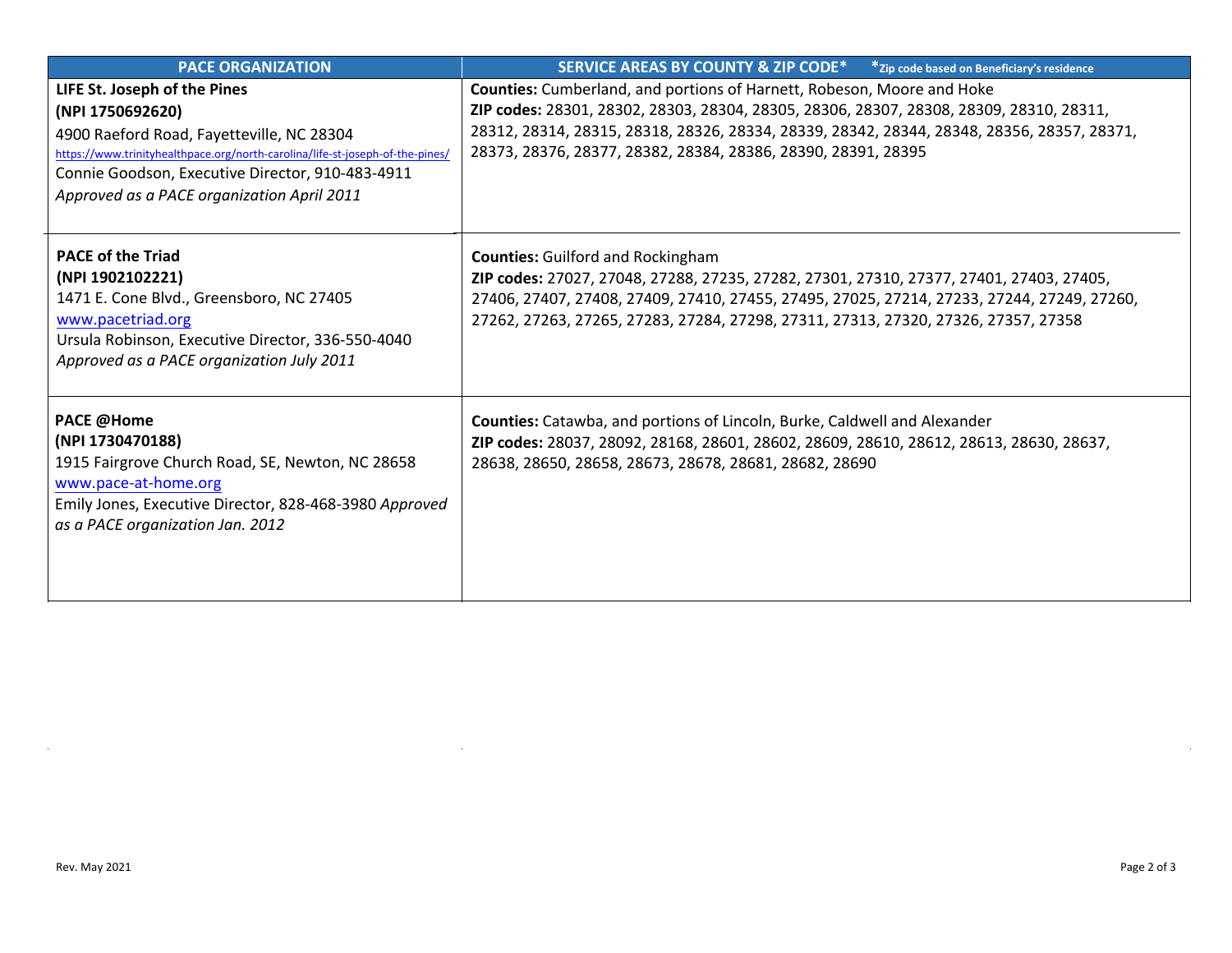| PACE ORGANIZATION | SERVICE AREAS BY COUNTY & ZIP CODE* *Zip code based on Beneficiary's residence |
|---|---|
| **LIFE St. Joseph of the Pines**<br>**(NPI 1750692620)**<br>4900 Raeford Road, Fayetteville, NC 28304<br>https://www.trinityhealthpace.org/north-carolina/life-st-joseph-of-the-pines/<br>Connie Goodson, Executive Director, 910-483-4911<br>*Approved as a PACE organization April 2011* | **Counties:** Cumberland, and portions of Harnett, Robeson, Moore and Hoke<br>**ZIP codes:** 28301, 28302, 28303, 28304, 28305, 28306, 28307, 28308, 28309, 28310, 28311, 28312, 28314, 28315, 28318, 28326, 28334, 28339, 28342, 28344, 28348, 28356, 28357, 28371, 28373, 28376, 28377, 28382, 28384, 28386, 28390, 28391, 28395 |
| **PACE of the Triad**<br>**(NPI 1902102221)**<br>1471 E. Cone Blvd., Greensboro, NC 27405<br>www.pacetriad.org<br>Ursula Robinson, Executive Director, 336-550-4040<br>*Approved as a PACE organization July 2011* | **Counties:** Guilford and Rockingham<br>**ZIP codes:** 27027, 27048, 27288, 27235, 27282, 27301, 27310, 27377, 27401, 27403, 27405, 27406, 27407, 27408, 27409, 27410, 27455, 27495, 27025, 27214, 27233, 27244, 27249, 27260, 27262, 27263, 27265, 27283, 27284, 27298, 27311, 27313, 27320, 27326, 27357, 27358 |
| **PACE @Home**<br>**(NPI 1730470188)**<br>1915 Fairgrove Church Road, SE, Newton, NC 28658<br>www.pace-at-home.org<br>Emily Jones, Executive Director, 828-468-3980 *Approved as a PACE organization Jan. 2012* | **Counties:** Catawba, and portions of Lincoln, Burke, Caldwell and Alexander<br>**ZIP codes:** 28037, 28092, 28168, 28601, 28602, 28609, 28610, 28612, 28613, 28630, 28637, 28638, 28650, 28658, 28673, 28678, 28681, 28682, 28690 |

Rev. May 2021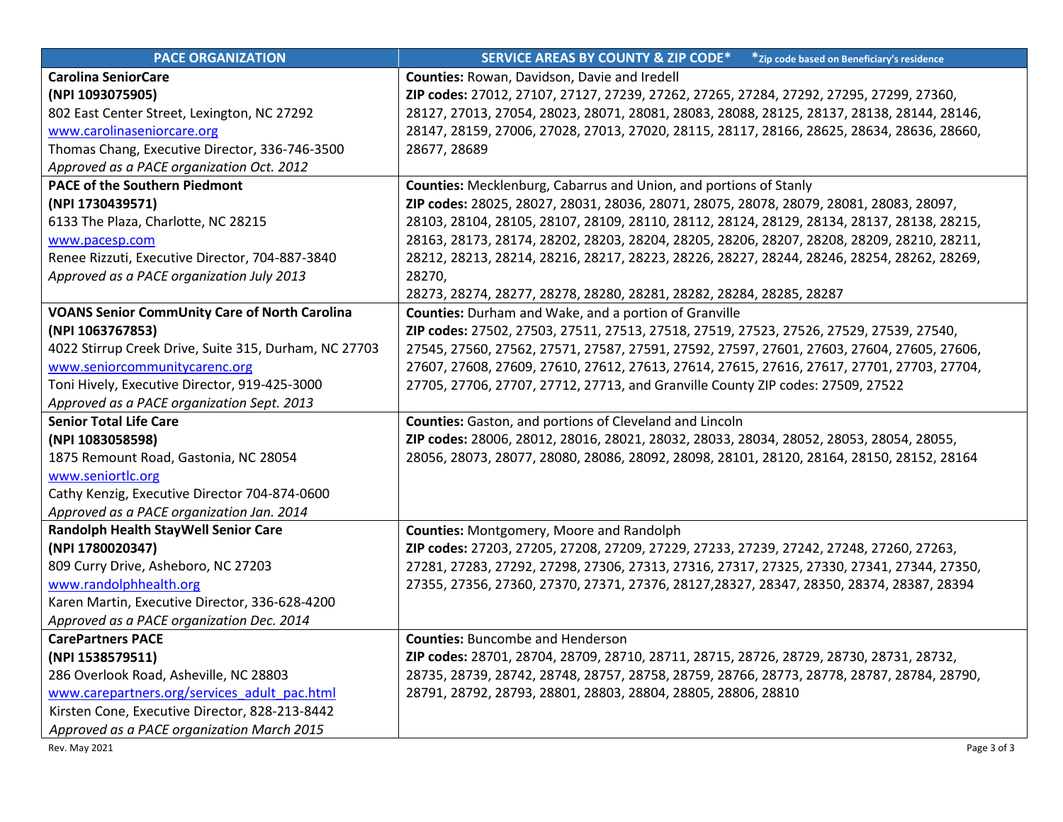| PACE ORGANIZATION | SERVICE AREAS BY COUNTY & ZIP CODE* *Zip code based on Beneficiary's residence |
|---|---|
| **Carolina SeniorCare**<br>**(NPI 1093075905)**<br>802 East Center Street, Lexington, NC 27292<br>www.carolinaseniorcare.org<br>Thomas Chang, Executive Director, 336-746-3500<br>*Approved as a PACE organization Oct. 2012* | **Counties:** Rowan, Davidson, Davie and Iredell<br>**ZIP codes:** 27012, 27107, 27127, 27239, 27262, 27265, 27284, 27292, 27295, 27299, 27360, 28127, 27013, 27054, 28023, 28071, 28081, 28083, 28088, 28125, 28137, 28138, 28144, 28146, 28147, 28159, 27006, 27028, 27013, 27020, 28115, 28117, 28166, 28625, 28634, 28636, 28660, 28677, 28689 |
| **PACE of the Southern Piedmont**<br>**(NPI 1730439571)**<br>6133 The Plaza, Charlotte, NC 28215<br>www.pacesp.com<br>Renee Rizzuti, Executive Director, 704-887-3840<br>*Approved as a PACE organization July 2013* | **Counties:** Mecklenburg, Cabarrus and Union, and portions of Stanly<br>**ZIP codes:** 28025, 28027, 28031, 28036, 28071, 28075, 28078, 28079, 28081, 28083, 28097, 28103, 28104, 28105, 28107, 28109, 28110, 28112, 28124, 28129, 28134, 28137, 28138, 28215, 28163, 28173, 28174, 28202, 28203, 28204, 28205, 28206, 28207, 28208, 28209, 28210, 28211, 28212, 28213, 28214, 28216, 28217, 28223, 28226, 28227, 28244, 28246, 28254, 28262, 28269, 28270,<br>28273, 28274, 28277, 28278, 28280, 28281, 28282, 28284, 28285, 28287 |
| **VOANS Senior CommUnity Care of North Carolina**<br>**(NPI 1063767853)**<br>4022 Stirrup Creek Drive, Suite 315, Durham, NC 27703<br>www.seniorcommunitycarenc.org<br>Toni Hively, Executive Director, 919-425-3000<br>*Approved as a PACE organization Sept. 2013* | **Counties:** Durham and Wake, and a portion of Granville<br>**ZIP codes:** 27502, 27503, 27511, 27513, 27518, 27519, 27523, 27526, 27529, 27539, 27540, 27545, 27560, 27562, 27571, 27587, 27591, 27592, 27597, 27601, 27603, 27604, 27605, 27606, 27607, 27608, 27609, 27610, 27612, 27613, 27614, 27615, 27616, 27617, 27701, 27703, 27704, 27705, 27706, 27707, 27712, 27713, and Granville County ZIP codes: 27509, 27522 |
| **Senior Total Life Care**<br>**(NPI 1083058598)**<br>1875 Remount Road, Gastonia, NC 28054<br>www.seniortlc.org<br>Cathy Kenzig, Executive Director 704-874-0600<br>*Approved as a PACE organization Jan. 2014* | **Counties:** Gaston, and portions of Cleveland and Lincoln<br>**ZIP codes:** 28006, 28012, 28016, 28021, 28032, 28033, 28034, 28052, 28053, 28054, 28055, 28056, 28073, 28077, 28080, 28086, 28092, 28098, 28101, 28120, 28164, 28150, 28152, 28164 |
| **Randolph Health StayWell Senior Care**<br>**(NPI 1780020347)**<br>809 Curry Drive, Asheboro, NC 27203<br>www.randolphhealth.org<br>Karen Martin, Executive Director, 336-628-4200<br>*Approved as a PACE organization Dec. 2014* | **Counties:** Montgomery, Moore and Randolph<br>**ZIP codes:** 27203, 27205, 27208, 27209, 27229, 27233, 27239, 27242, 27248, 27260, 27263, 27281, 27283, 27292, 27298, 27306, 27313, 27316, 27317, 27325, 27330, 27341, 27344, 27350, 27355, 27356, 27360, 27370, 27371, 27376, 28127,28327, 28347, 28350, 28374, 28387, 28394 |
| **CarePartners PACE**<br>**(NPI 1538579511)**<br>286 Overlook Road, Asheville, NC 28803<br>www.carepartners.org/services_adult_pac.html<br>Kirsten Cone, Executive Director, 828-213-8442<br>*Approved as a PACE organization March 2015* | **Counties:** Buncombe and Henderson<br>**ZIP codes:** 28701, 28704, 28709, 28710, 28711, 28715, 28726, 28729, 28730, 28731, 28732, 28735, 28739, 28742, 28748, 28757, 28758, 28759, 28766, 28773, 28778, 28787, 28784, 28790, 28791, 28792, 28793, 28801, 28803, 28804, 28805, 28806, 28810 |

Rev. May 2021